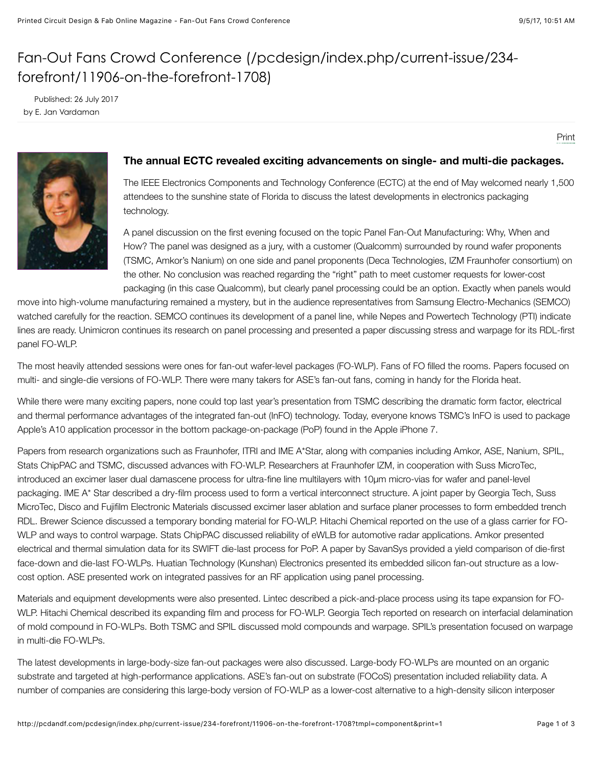# Fan-Out Fans Crowd Conference (/pcdesign/index.php/current-issue/234-forefront/11906-on-the-forefront-1708)

Published: 26 July 2017
by E. Jan Vardaman

Print

**The annual ECTC revealed exciting advancements on single- and multi-die packages.**

The IEEE Electronics Components and Technology Conference (ECTC) at the end of May welcomed nearly 1,500 attendees to the sunshine state of Florida to discuss the latest developments in electronics packaging technology.

A panel discussion on the first evening focused on the topic Panel Fan-Out Manufacturing: Why, When and How? The panel was designed as a jury, with a customer (Qualcomm) surrounded by round wafer proponents (TSMC, Amkor's Nanium) on one side and panel proponents (Deca Technologies, IZM Fraunhofer consortium) on the other. No conclusion was reached regarding the "right" path to meet customer requests for lower-cost packaging (in this case Qualcomm), but clearly panel processing could be an option. Exactly when panels would move into high-volume manufacturing remained a mystery, but in the audience representatives from Samsung Electro-Mechanics (SEMCO) watched carefully for the reaction. SEMCO continues its development of a panel line, while Nepes and Powertech Technology (PTI) indicate lines are ready. Unimicron continues its research on panel processing and presented a paper discussing stress and warpage for its RDL-first panel FO-WLP.

The most heavily attended sessions were ones for fan-out wafer-level packages (FO-WLP). Fans of FO filled the rooms. Papers focused on multi- and single-die versions of FO-WLP. There were many takers for ASE's fan-out fans, coming in handy for the Florida heat.

While there were many exciting papers, none could top last year's presentation from TSMC describing the dramatic form factor, electrical and thermal performance advantages of the integrated fan-out (InFO) technology. Today, everyone knows TSMC's InFO is used to package Apple's A10 application processor in the bottom package-on-package (PoP) found in the Apple iPhone 7.

Papers from research organizations such as Fraunhofer, ITRI and IME A*Star, along with companies including Amkor, ASE, Nanium, SPIL, Stats ChipPAC and TSMC, discussed advances with FO-WLP. Researchers at Fraunhofer IZM, in cooperation with Suss MicroTec, introduced an excimer laser dual damascene process for ultra-fine line multilayers with 10µm micro-vias for wafer and panel-level packaging. IME A* Star described a dry-film process used to form a vertical interconnect structure. A joint paper by Georgia Tech, Suss MicroTec, Disco and Fujifilm Electronic Materials discussed excimer laser ablation and surface planer processes to form embedded trench RDL. Brewer Science discussed a temporary bonding material for FO-WLP. Hitachi Chemical reported on the use of a glass carrier for FO-WLP and ways to control warpage. Stats ChipPAC discussed reliability of eWLB for automotive radar applications. Amkor presented electrical and thermal simulation data for its SWIFT die-last process for PoP. A paper by SavanSys provided a yield comparison of die-first face-down and die-last FO-WLPs. Huatian Technology (Kunshan) Electronics presented its embedded silicon fan-out structure as a low-cost option. ASE presented work on integrated passives for an RF application using panel processing.

Materials and equipment developments were also presented. Lintec described a pick-and-place process using its tape expansion for FO-WLP. Hitachi Chemical described its expanding film and process for FO-WLP. Georgia Tech reported on research on interfacial delamination of mold compound in FO-WLPs. Both TSMC and SPIL discussed mold compounds and warpage. SPIL's presentation focused on warpage in multi-die FO-WLPs.

The latest developments in large-body-size fan-out packages were also discussed. Large-body FO-WLPs are mounted on an organic substrate and targeted at high-performance applications. ASE's fan-out on substrate (FOCoS) presentation included reliability data. A number of companies are considering this large-body version of FO-WLP as a lower-cost alternative to a high-density silicon interposer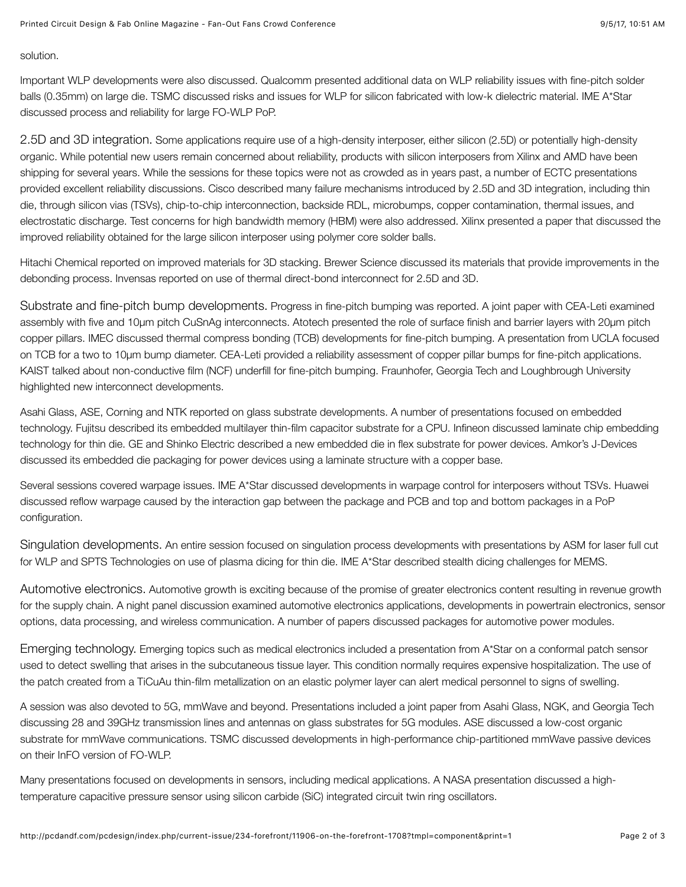solution.

Important WLP developments were also discussed. Qualcomm presented additional data on WLP reliability issues with fine-pitch solder balls (0.35mm) on large die. TSMC discussed risks and issues for WLP for silicon fabricated with low-k dielectric material. IME A*Star discussed process and reliability for large FO-WLP PoP.

2.5D and 3D integration. Some applications require use of a high-density interposer, either silicon (2.5D) or potentially high-density organic. While potential new users remain concerned about reliability, products with silicon interposers from Xilinx and AMD have been shipping for several years. While the sessions for these topics were not as crowded as in years past, a number of ECTC presentations provided excellent reliability discussions. Cisco described many failure mechanisms introduced by 2.5D and 3D integration, including thin die, through silicon vias (TSVs), chip-to-chip interconnection, backside RDL, microbumps, copper contamination, thermal issues, and electrostatic discharge. Test concerns for high bandwidth memory (HBM) were also addressed. Xilinx presented a paper that discussed the improved reliability obtained for the large silicon interposer using polymer core solder balls.

Hitachi Chemical reported on improved materials for 3D stacking. Brewer Science discussed its materials that provide improvements in the debonding process. Invensas reported on use of thermal direct-bond interconnect for 2.5D and 3D.

Substrate and fine-pitch bump developments. Progress in fine-pitch bumping was reported. A joint paper with CEA-Leti examined assembly with five and 10µm pitch CuSnAg interconnects. Atotech presented the role of surface finish and barrier layers with 20µm pitch copper pillars. IMEC discussed thermal compress bonding (TCB) developments for fine-pitch bumping. A presentation from UCLA focused on TCB for a two to 10µm bump diameter. CEA-Leti provided a reliability assessment of copper pillar bumps for fine-pitch applications. KAIST talked about non-conductive film (NCF) underfill for fine-pitch bumping. Fraunhofer, Georgia Tech and Loughbrough University highlighted new interconnect developments.

Asahi Glass, ASE, Corning and NTK reported on glass substrate developments. A number of presentations focused on embedded technology. Fujitsu described its embedded multilayer thin-film capacitor substrate for a CPU. Infineon discussed laminate chip embedding technology for thin die. GE and Shinko Electric described a new embedded die in flex substrate for power devices. Amkor's J-Devices discussed its embedded die packaging for power devices using a laminate structure with a copper base.

Several sessions covered warpage issues. IME A*Star discussed developments in warpage control for interposers without TSVs. Huawei discussed reflow warpage caused by the interaction gap between the package and PCB and top and bottom packages in a PoP configuration.

Singulation developments. An entire session focused on singulation process developments with presentations by ASM for laser full cut for WLP and SPTS Technologies on use of plasma dicing for thin die. IME A*Star described stealth dicing challenges for MEMS.

Automotive electronics. Automotive growth is exciting because of the promise of greater electronics content resulting in revenue growth for the supply chain. A night panel discussion examined automotive electronics applications, developments in powertrain electronics, sensor options, data processing, and wireless communication. A number of papers discussed packages for automotive power modules.

Emerging technology. Emerging topics such as medical electronics included a presentation from A*Star on a conformal patch sensor used to detect swelling that arises in the subcutaneous tissue layer. This condition normally requires expensive hospitalization. The use of the patch created from a TiCuAu thin-film metallization on an elastic polymer layer can alert medical personnel to signs of swelling.

A session was also devoted to 5G, mmWave and beyond. Presentations included a joint paper from Asahi Glass, NGK, and Georgia Tech discussing 28 and 39GHz transmission lines and antennas on glass substrates for 5G modules. ASE discussed a low-cost organic substrate for mmWave communications. TSMC discussed developments in high-performance chip-partitioned mmWave passive devices on their InFO version of FO-WLP.

Many presentations focused on developments in sensors, including medical applications. A NASA presentation discussed a high-temperature capacitive pressure sensor using silicon carbide (SiC) integrated circuit twin ring oscillators.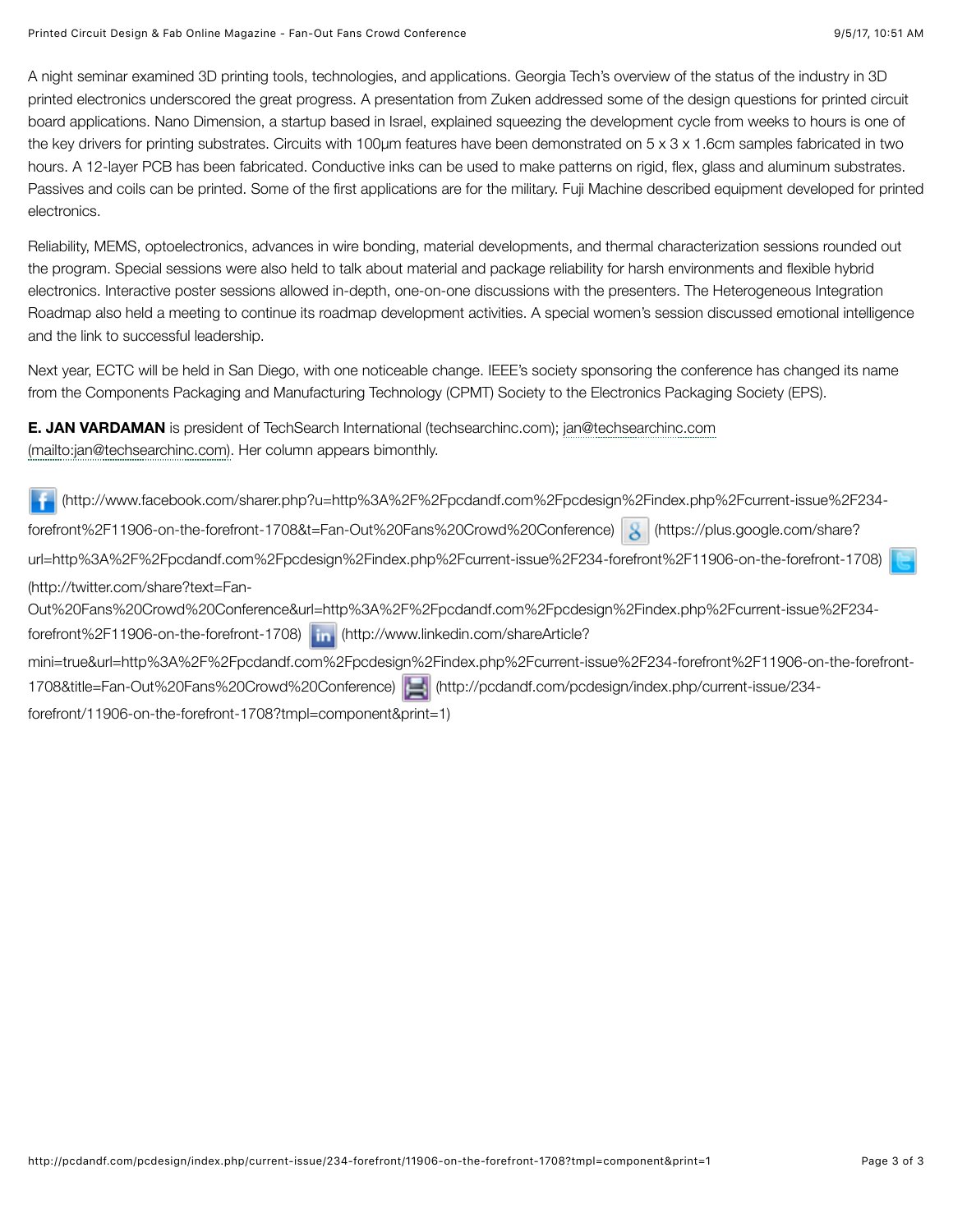A night seminar examined 3D printing tools, technologies, and applications. Georgia Tech's overview of the status of the industry in 3D printed electronics underscored the great progress. A presentation from Zuken addressed some of the design questions for printed circuit board applications. Nano Dimension, a startup based in Israel, explained squeezing the development cycle from weeks to hours is one of the key drivers for printing substrates. Circuits with 100µm features have been demonstrated on 5 x 3 x 1.6cm samples fabricated in two hours. A 12-layer PCB has been fabricated. Conductive inks can be used to make patterns on rigid, flex, glass and aluminum substrates. Passives and coils can be printed. Some of the first applications are for the military. Fuji Machine described equipment developed for printed electronics.

Reliability, MEMS, optoelectronics, advances in wire bonding, material developments, and thermal characterization sessions rounded out the program. Special sessions were also held to talk about material and package reliability for harsh environments and flexible hybrid electronics. Interactive poster sessions allowed in-depth, one-on-one discussions with the presenters. The Heterogeneous Integration Roadmap also held a meeting to continue its roadmap development activities. A special women's session discussed emotional intelligence and the link to successful leadership.

Next year, ECTC will be held in San Diego, with one noticeable change. IEEE's society sponsoring the conference has changed its name from the Components Packaging and Manufacturing Technology (CPMT) Society to the Electronics Packaging Society (EPS).

**E. JAN VARDAMAN** is president of TechSearch International (techsearchinc.com); jan@techsearchinc.com (mailto:jan@techsearchinc.com). Her column appears bimonthly.

(http://www.facebook.com/sharer.php?u=http%3A%2F%2Fpcdandf.com%2Fpcdesign%2Findex.php%2Fcurrent-issue%2F234-forefront%2F11906-on-the-forefront-1708&t=Fan-Out%20Fans%20Crowd%20Conference) (https://plus.google.com/share?url=http%3A%2F%2Fpcdandf.com%2Fpcdesign%2Findex.php%2Fcurrent-issue%2F234-forefront%2F11906-on-the-forefront-1708) (http://twitter.com/share?text=Fan-Out%20Fans%20Crowd%20Conference&url=http%3A%2F%2Fpcdandf.com%2Fpcdesign%2Findex.php%2Fcurrent-issue%2F234-forefront%2F11906-on-the-forefront-1708) (http://www.linkedin.com/shareArticle?mini=true&url=http%3A%2F%2Fpcdandf.com%2Fpcdesign%2Findex.php%2Fcurrent-issue%2F234-forefront%2F11906-on-the-forefront-1708&title=Fan-Out%20Fans%20Crowd%20Conference) (http://pcdandf.com/pcdesign/index.php/current-issue/234-forefront/11906-on-the-forefront-1708?tmpl=component&print=1)